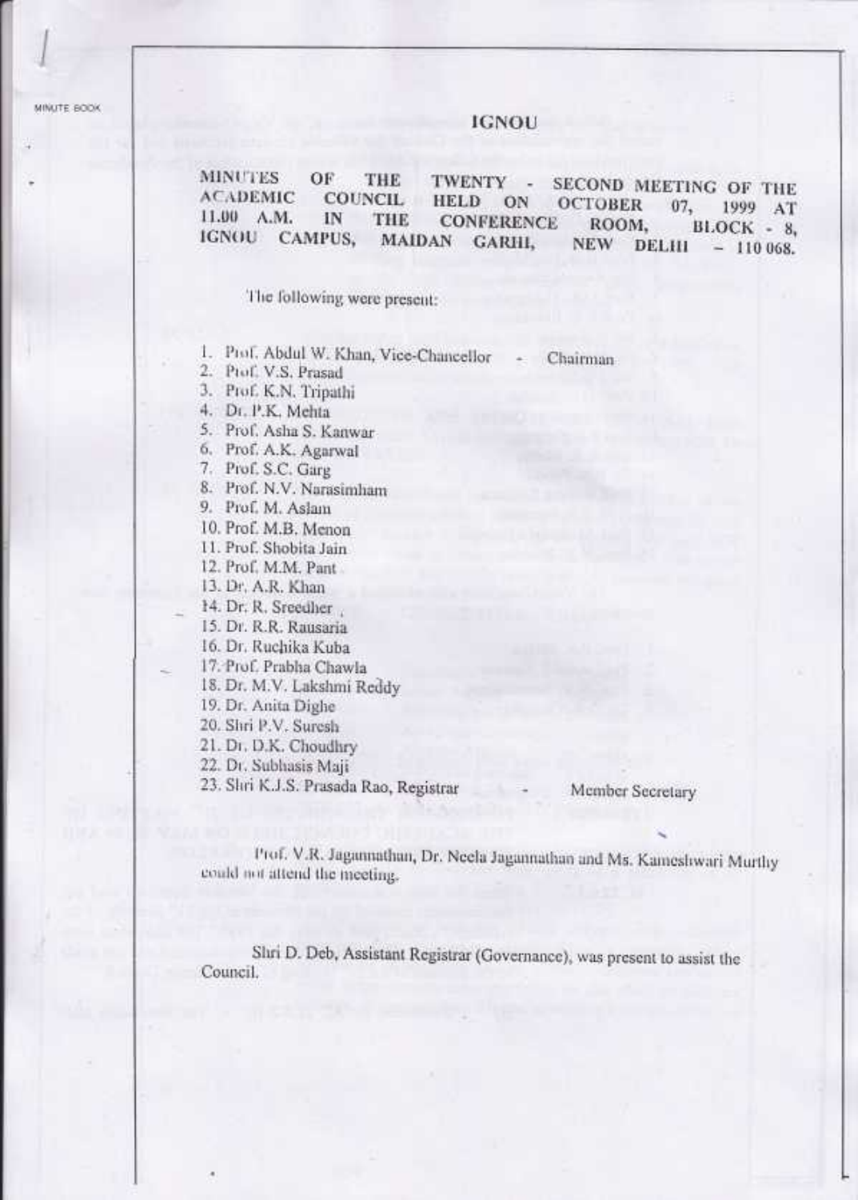MINUTE BOOK

# IGNOU

## MINUTES OF THE TWENTY - SECOND MEETING OF THE ACADEMIC COUNCIL HELD ON OCTOBER 07, 1999 AT 11.00 A.M. IN THE CONFERENCE ROOM, BLOCK - 8, IGNOU CAMPUS, MAIDAN GARHI, NEW DELHI – 110 068.

The following were present:

1. Prof. Abdul W. Khan, Vice-Chancellor - Chairman
2. Prof. V.S. Prasad
3. Prof. K.N. Tripathi
4. Dr. P.K. Mehta
5. Prof. Asha S. Kanwar
6. Prof. A.K. Agarwal
7. Prof. S.C. Garg
8. Prof. N.V. Narasimham
9. Prof. M. Aslam
10. Prof. M.B. Menon
11. Prof. Shobita Jain
12. Prof. M.M. Pant
13. Dr. A.R. Khan
14. Dr. R. Sreedher
15. Dr. R.R. Rausaria
16. Dr. Ruchika Kuba
17. Prof. Prabha Chawla
18. Dr. M.V. Lakshmi Reddy
19. Dr. Anita Dighe
20. Shri P.V. Suresh
21. Dr. D.K. Choudhry
22. Dr. Subhasis Maji
23. Shri K.J.S. Prasada Rao, Registrar - Member Secretary

Prof. V.R. Jagannathan, Dr. Neela Jagannathan and Ms. Kameshwari Murthy could not attend the meeting.

Shri D. Deb, Assistant Registrar (Governance), was present to assist the Council.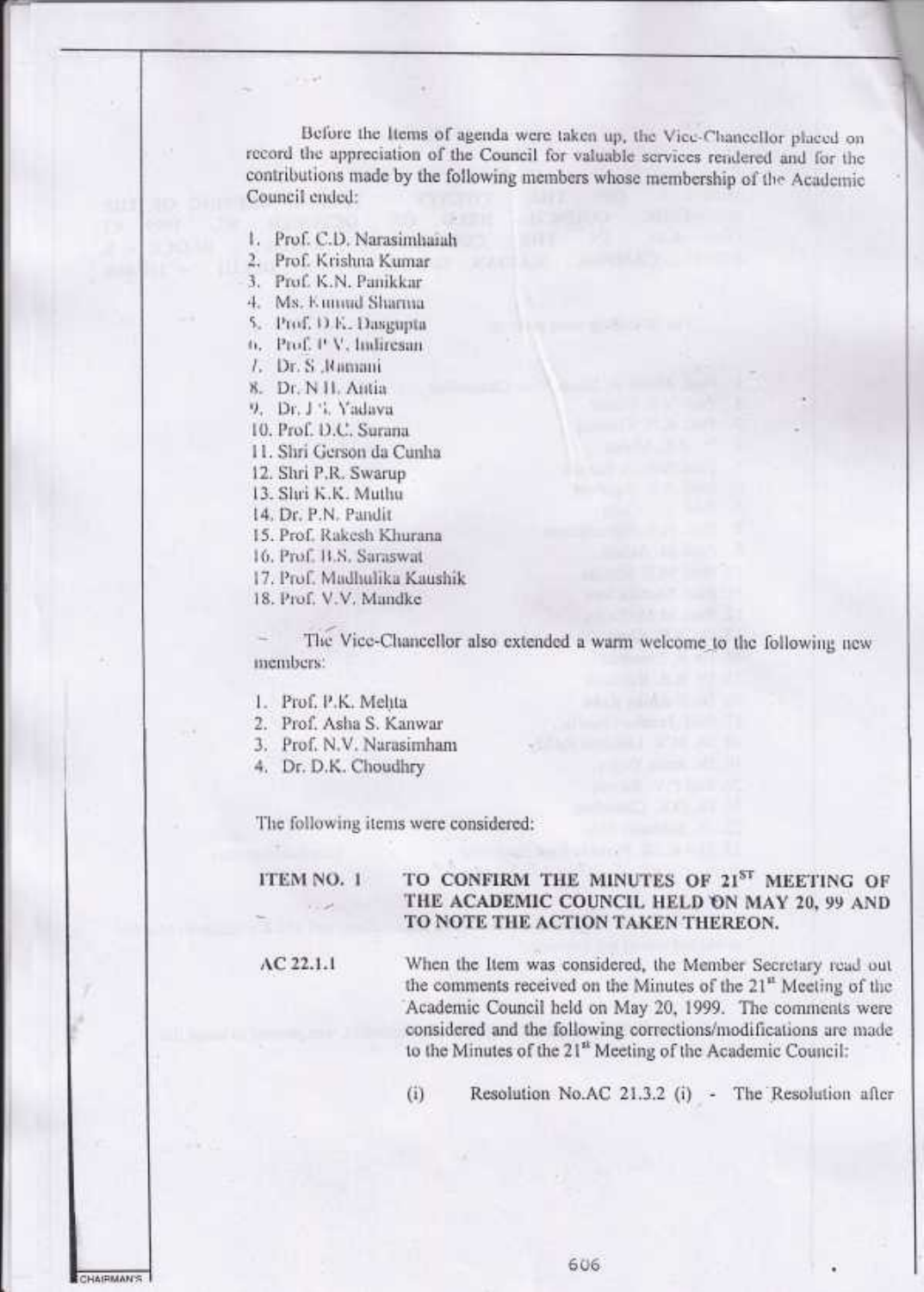Before the Items of agenda were taken up, the Vice-Chancellor placed on record the appreciation of the Council for valuable services rendered and for the contributions made by the following members whose membership of the Academic Council ended:

1. Prof. C.D. Narasimhaiah
2. Prof. Krishna Kumar
3. Prof. K.N. Panikkar
4. Ms. Kumud Sharma
5. Prof. D.K. Dasgupta
6. Prof. P.V. Indiresan
7. Dr. S. Ramani
8. Dr. N.H. Antia
9. Dr. J.S. Yadava
10. Prof. D.C. Surana
11. Shri Gerson da Cunha
12. Shri P.R. Swarup
13. Shri K.K. Muthu
14. Dr. P.N. Pandit
15. Prof. Rakesh Khurana
16. Prof. H.S. Saraswat
17. Prof. Madhulika Kaushik
18. Prof. V.V. Mandke

The Vice-Chancellor also extended a warm welcome to the following new members:

1. Prof. P.K. Mehta
2. Prof. Asha S. Kanwar
3. Prof. N.V. Narasimham
4. Dr. D.K. Choudhry

The following items were considered:

**ITEM NO. 1 — TO CONFIRM THE MINUTES OF 21ST MEETING OF THE ACADEMIC COUNCIL HELD ON MAY 20, 99 AND TO NOTE THE ACTION TAKEN THEREON.**

**AC 22.1.1** When the Item was considered, the Member Secretary read out the comments received on the Minutes of the 21st Meeting of the Academic Council held on May 20, 1999. The comments were considered and the following corrections/modifications are made to the Minutes of the 21st Meeting of the Academic Council:

(i) Resolution No.AC 21.3.2 (i) - The Resolution after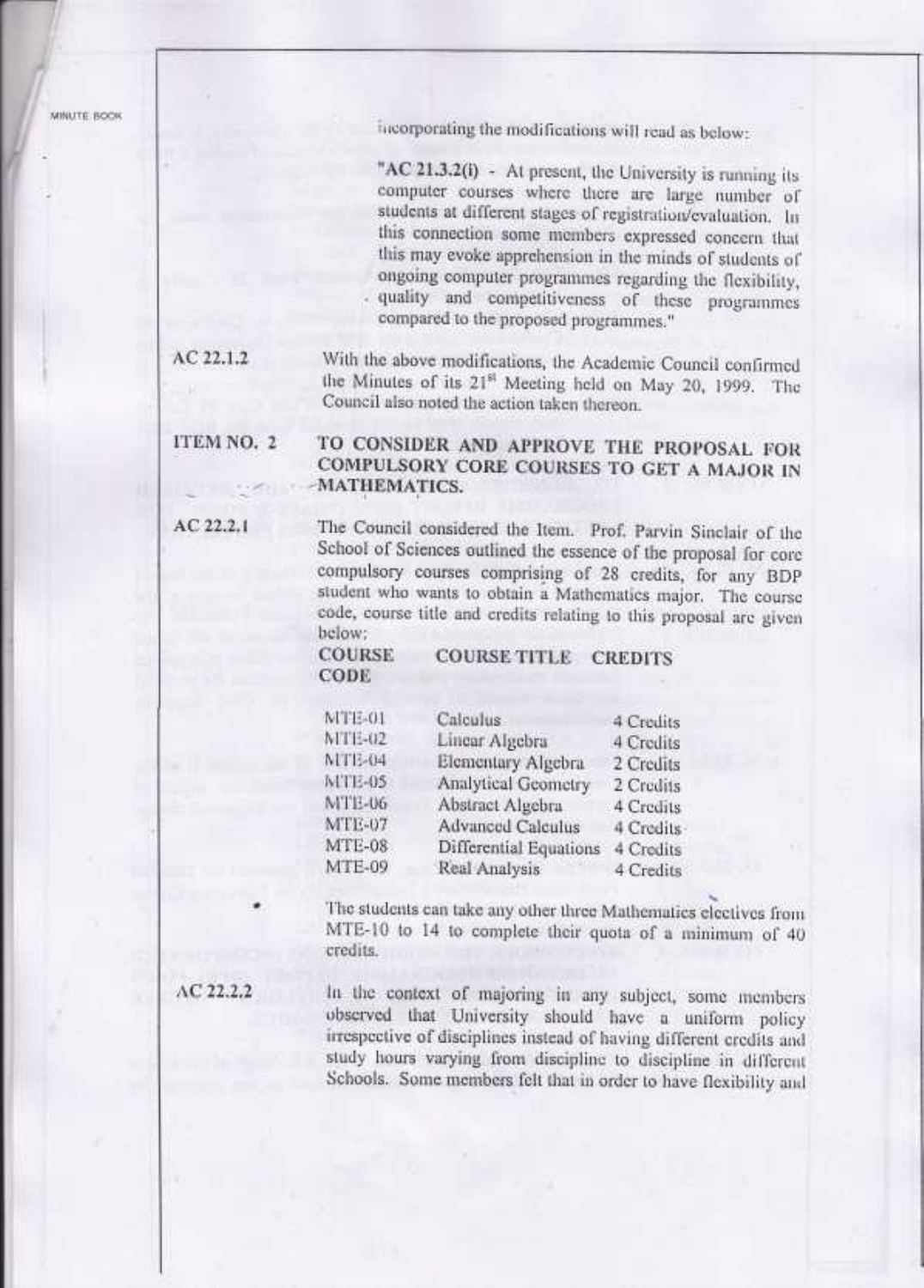incorporating the modifications will read as below:

"**AC 21.3.2(i)** - At present, the University is running its computer courses where there are large number of students at different stages of registration/evaluation. In this connection some members expressed concern that this may evoke apprehension in the minds of students of ongoing computer programmes regarding the flexibility, quality and competitiveness of these programmes compared to the proposed programmes."

AC 22.1.2 With the above modifications, the Academic Council confirmed the Minutes of its 21st Meeting held on May 20, 1999. The Council also noted the action taken thereon.

**ITEM NO. 2 TO CONSIDER AND APPROVE THE PROPOSAL FOR COMPULSORY CORE COURSES TO GET A MAJOR IN MATHEMATICS.**

AC 22.2.1 The Council considered the Item. Prof. Parvin Sinclair of the School of Sciences outlined the essence of the proposal for core compulsory courses comprising of 28 credits, for any BDP student who wants to obtain a Mathematics major. The course code, course title and credits relating to this proposal are given below:

| COURSE CODE | COURSE TITLE | CREDITS |
|---|---|---|
| MTE-01 | Calculus | 4 Credits |
| MTE-02 | Linear Algebra | 4 Credits |
| MTE-04 | Elementary Algebra | 2 Credits |
| MTE-05 | Analytical Geometry | 2 Credits |
| MTE-06 | Abstract Algebra | 4 Credits |
| MTE-07 | Advanced Calculus | 4 Credits |
| MTE-08 | Differential Equations | 4 Credits |
| MTE-09 | Real Analysis | 4 Credits |

- The students can take any other three Mathematics electives from MTE-10 to 14 to complete their quota of a minimum of 40 credits.

AC 22.2.2 In the context of majoring in any subject, some members observed that University should have a uniform policy irrespective of disciplines instead of having different credits and study hours varying from discipline to discipline in different Schools. Some members felt that in order to have flexibility and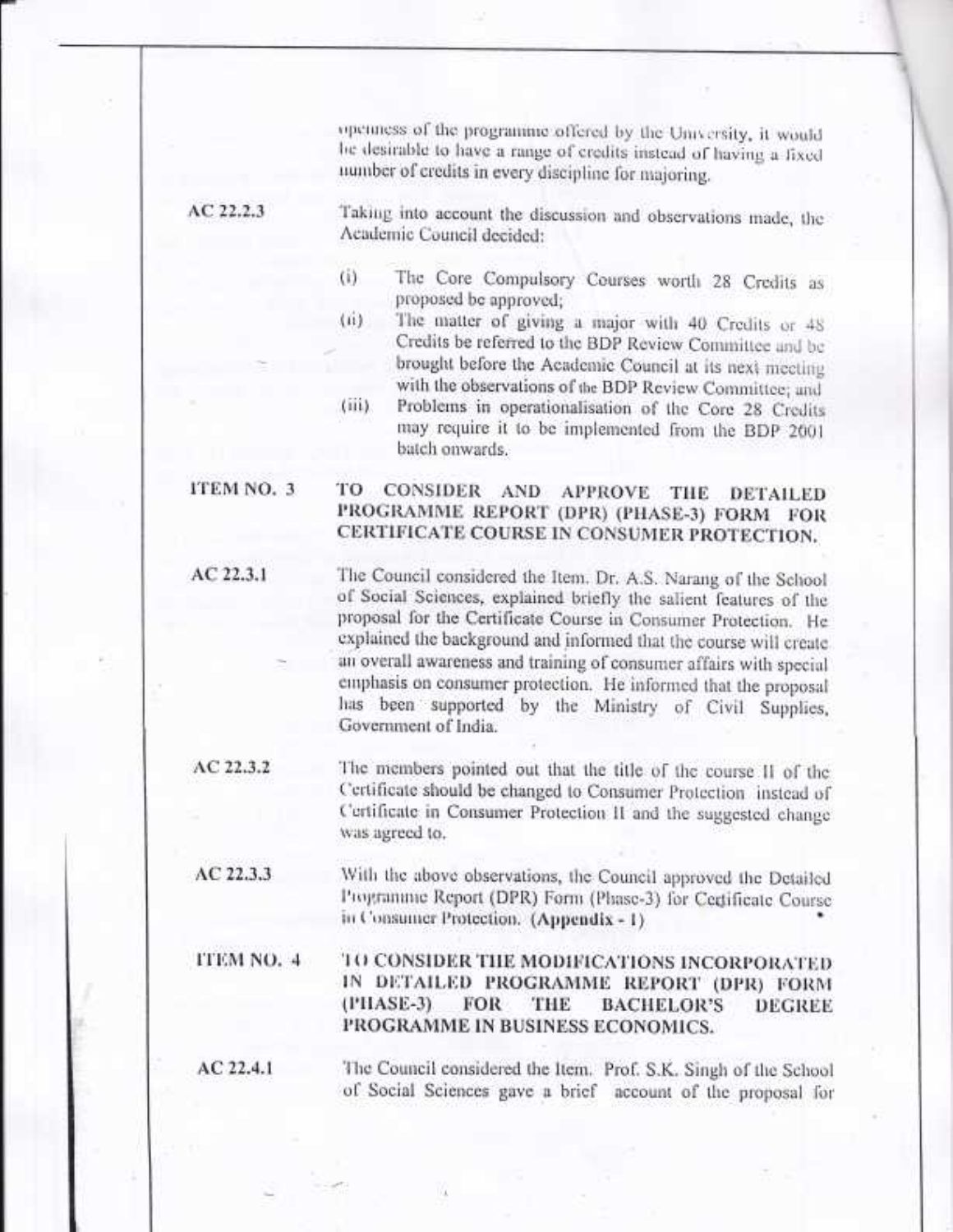openness of the programme offered by the University, it would be desirable to have a range of credits instead of having a fixed number of credits in every discipline for majoring.

AC 22.2.3

Taking into account the discussion and observations made, the Academic Council decided:

(i) The Core Compulsory Courses worth 28 Credits as proposed be approved;

(ii) The matter of giving a major with 40 Credits or 48 Credits be referred to the BDP Review Committee and be brought before the Academic Council at its next meeting with the observations of the BDP Review Committee; and

(iii) Problems in operationalisation of the Core 28 Credits may require it to be implemented from the BDP 2001 batch onwards.

**ITEM NO. 3 TO CONSIDER AND APPROVE THE DETAILED PROGRAMME REPORT (DPR) (PHASE-3) FORM FOR CERTIFICATE COURSE IN CONSUMER PROTECTION.**

AC 22.3.1

The Council considered the Item. Dr. A.S. Narang of the School of Social Sciences, explained briefly the salient features of the proposal for the Certificate Course in Consumer Protection. He explained the background and informed that the course will create an overall awareness and training of consumer affairs with special emphasis on consumer protection. He informed that the proposal has been supported by the Ministry of Civil Supplies, Government of India.

AC 22.3.2

The members pointed out that the title of the course II of the Certificate should be changed to Consumer Protection instead of Certificate in Consumer Protection II and the suggested change was agreed to.

AC 22.3.3

With the above observations, the Council approved the Detailed Programme Report (DPR) Form (Phase-3) for Certificate Course in Consumer Protection. **(Appendix - I)**

**ITEM NO. 4 TO CONSIDER THE MODIFICATIONS INCORPORATED IN DETAILED PROGRAMME REPORT (DPR) FORM (PHASE-3) FOR THE BACHELOR'S DEGREE PROGRAMME IN BUSINESS ECONOMICS.**

AC 22.4.1

The Council considered the Item. Prof. S.K. Singh of the School of Social Sciences gave a brief account of the proposal for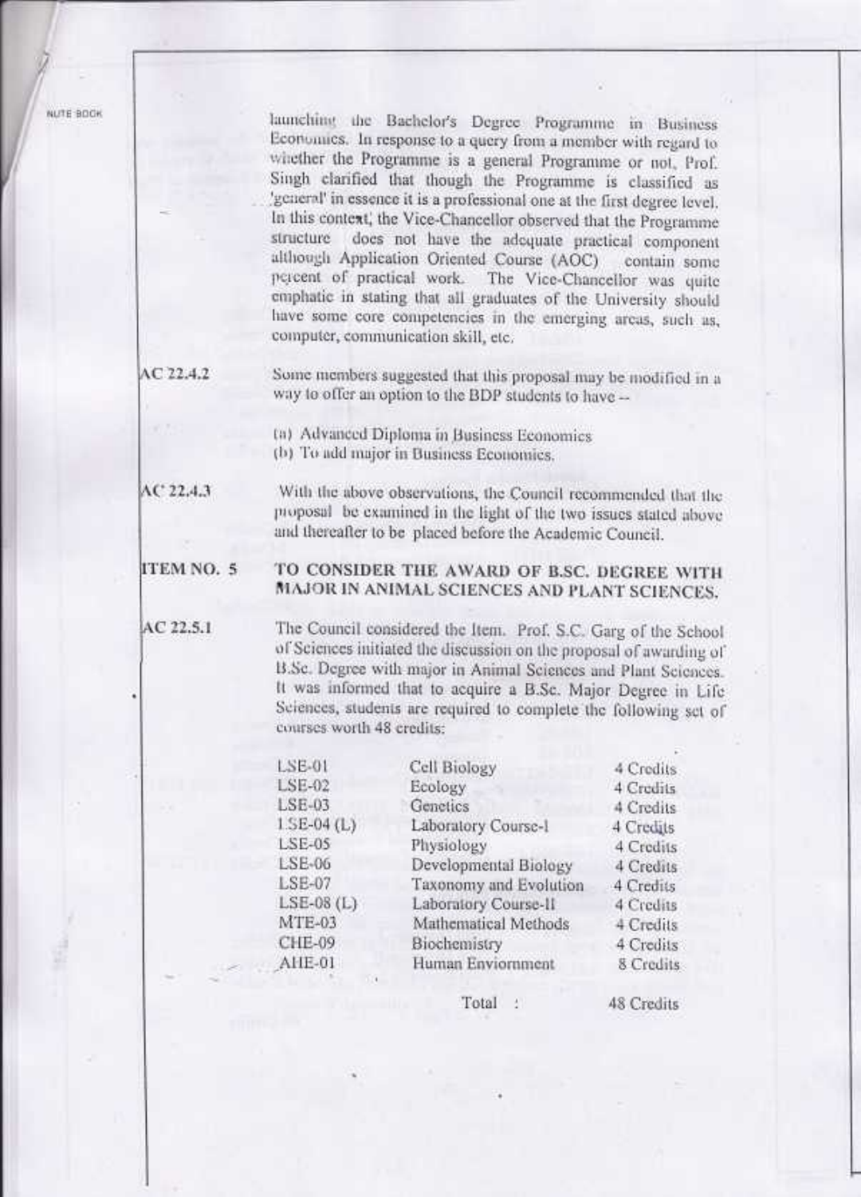launching the Bachelor's Degree Programme in Business Economics. In response to a query from a member with regard to whether the Programme is a general Programme or not, Prof. Singh clarified that though the Programme is classified as 'general' in essence it is a professional one at the first degree level. In this context, the Vice-Chancellor observed that the Programme structure does not have the adequate practical component although Application Oriented Course (AOC) contain some percent of practical work. The Vice-Chancellor was quite emphatic in stating that all graduates of the University should have some core competencies in the emerging areas, such as, computer, communication skill, etc.

**AC 22.4.2** Some members suggested that this proposal may be modified in a way to offer an option to the BDP students to have --

(a) Advanced Diploma in Business Economics
(b) To add major in Business Economics.

**AC 22.4.3** With the above observations, the Council recommended that the proposal be examined in the light of the two issues stated above and thereafter to be placed before the Academic Council.

## ITEM NO. 5 TO CONSIDER THE AWARD OF B.SC. DEGREE WITH MAJOR IN ANIMAL SCIENCES AND PLANT SCIENCES.

**AC 22.5.1** The Council considered the Item. Prof. S.C. Garg of the School of Sciences initiated the discussion on the proposal of awarding of B.Sc. Degree with major in Animal Sciences and Plant Sciences. It was informed that to acquire a B.Sc. Major Degree in Life Sciences, students are required to complete the following set of courses worth 48 credits:

| | | |
|---|---|---|
| LSE-01 | Cell Biology | 4 Credits |
| LSE-02 | Ecology | 4 Credits |
| LSE-03 | Genetics | 4 Credits |
| LSE-04 (L) | Laboratory Course-I | 4 Credits |
| LSE-05 | Physiology | 4 Credits |
| LSE-06 | Developmental Biology | 4 Credits |
| LSE-07 | Taxonomy and Evolution | 4 Credits |
| LSE-08 (L) | Laboratory Course-II | 4 Credits |
| MTE-03 | Mathematical Methods | 4 Credits |
| CHE-09 | Biochemistry | 4 Credits |
| AHE-01 | Human Enviornment | 8 Credits |
| | Total : | 48 Credits |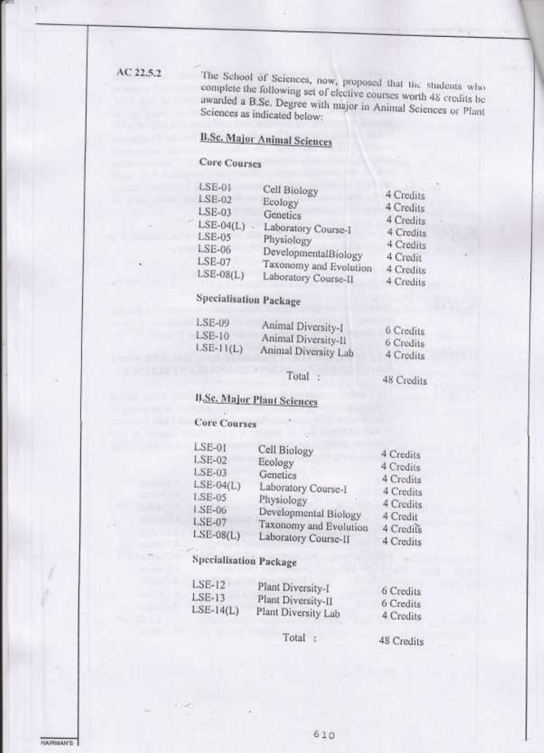AC 22.5.2 The School of Sciences, now, proposed that the students who complete the following set of elective courses worth 48 credits be awarded a B.Sc. Degree with major in Animal Sciences or Plant Sciences as indicated below:

**B.Sc. Major Animal Sciences**

**Core Courses**

| | | |
|---|---|---|
| LSE-01 | Cell Biology | 4 Credits |
| LSE-02 | Ecology | 4 Credits |
| LSE-03 | Genetics | 4 Credits |
| LSE-04(L) | Laboratory Course-I | 4 Credits |
| LSE-05 | Physiology | 4 Credits |
| LSE-06 | DevelopmentalBiology | 4 Credit |
| LSE-07 | Taxonomy and Evolution | 4 Credits |
| LSE-08(L) | Laboratory Course-II | 4 Credits |

**Specialisation Package**

| | | |
|---|---|---|
| LSE-09 | Animal Diversity-I | 6 Credits |
| LSE-10 | Animal Diversity-II | 6 Credits |
| LSE-11(L) | Animal Diversity Lab | 4 Credits |
| | Total : | 48 Credits |

**B.Sc. Major Plant Sciences**

**Core Courses**

| | | |
|---|---|---|
| LSE-01 | Cell Biology | 4 Credits |
| LSE-02 | Ecology | 4 Credits |
| LSE-03 | Genetics | 4 Credits |
| LSE-04(L) | Laboratory Course-I | 4 Credits |
| LSE-05 | Physiology | 4 Credits |
| LSE-06 | Developmental Biology | 4 Credit |
| LSE-07 | Taxonomy and Evolution | 4 Credits |
| LSE-08(L) | Laboratory Course-II | 4 Credits |

**Specialisation Package**

| | | |
|---|---|---|
| LSE-12 | Plant Diversity-I | 6 Credits |
| LSE-13 | Plant Diversity-II | 6 Credits |
| LSE-14(L) | Plant Diversity Lab | 4 Credits |
| | Total : | 48 Credits |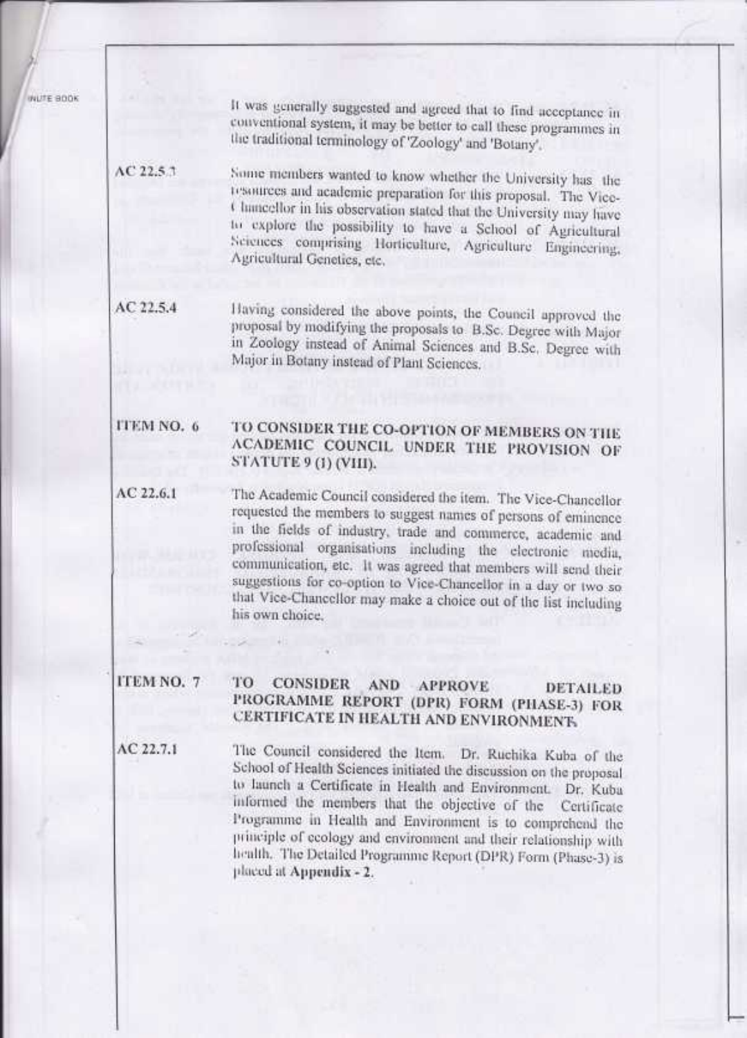It was generally suggested and agreed that to find acceptance in conventional system, it may be better to call these programmes in the traditional terminology of 'Zoology' and 'Botany'.

**AC 22.5.3** Some members wanted to know whether the University has the resources and academic preparation for this proposal. The Vice-Chancellor in his observation stated that the University may have to explore the possibility to have a School of Agricultural Sciences comprising Horticulture, Agriculture Engineering, Agricultural Genetics, etc.

**AC 22.5.4** Having considered the above points, the Council approved the proposal by modifying the proposals to B.Sc. Degree with Major in Zoology instead of Animal Sciences and B.Sc. Degree with Major in Botany instead of Plant Sciences.

## ITEM NO. 6 TO CONSIDER THE CO-OPTION OF MEMBERS ON THE ACADEMIC COUNCIL UNDER THE PROVISION OF STATUTE 9 (1) (VIII).

**AC 22.6.1** The Academic Council considered the item. The Vice-Chancellor requested the members to suggest names of persons of eminence in the fields of industry, trade and commerce, academic and professional organisations including the electronic media, communication, etc. It was agreed that members will send their suggestions for co-option to Vice-Chancellor in a day or two so that Vice-Chancellor may make a choice out of the list including his own choice.

## ITEM NO. 7 TO CONSIDER AND APPROVE DETAILED PROGRAMME REPORT (DPR) FORM (PHASE-3) FOR CERTIFICATE IN HEALTH AND ENVIRONMENT.

**AC 22.7.1** The Council considered the Item. Dr. Ruchika Kuba of the School of Health Sciences initiated the discussion on the proposal to launch a Certificate in Health and Environment. Dr. Kuba informed the members that the objective of the Certificate Programme in Health and Environment is to comprehend the principle of ecology and environment and their relationship with health. The Detailed Programme Report (DPR) Form (Phase-3) is placed at **Appendix - 2**.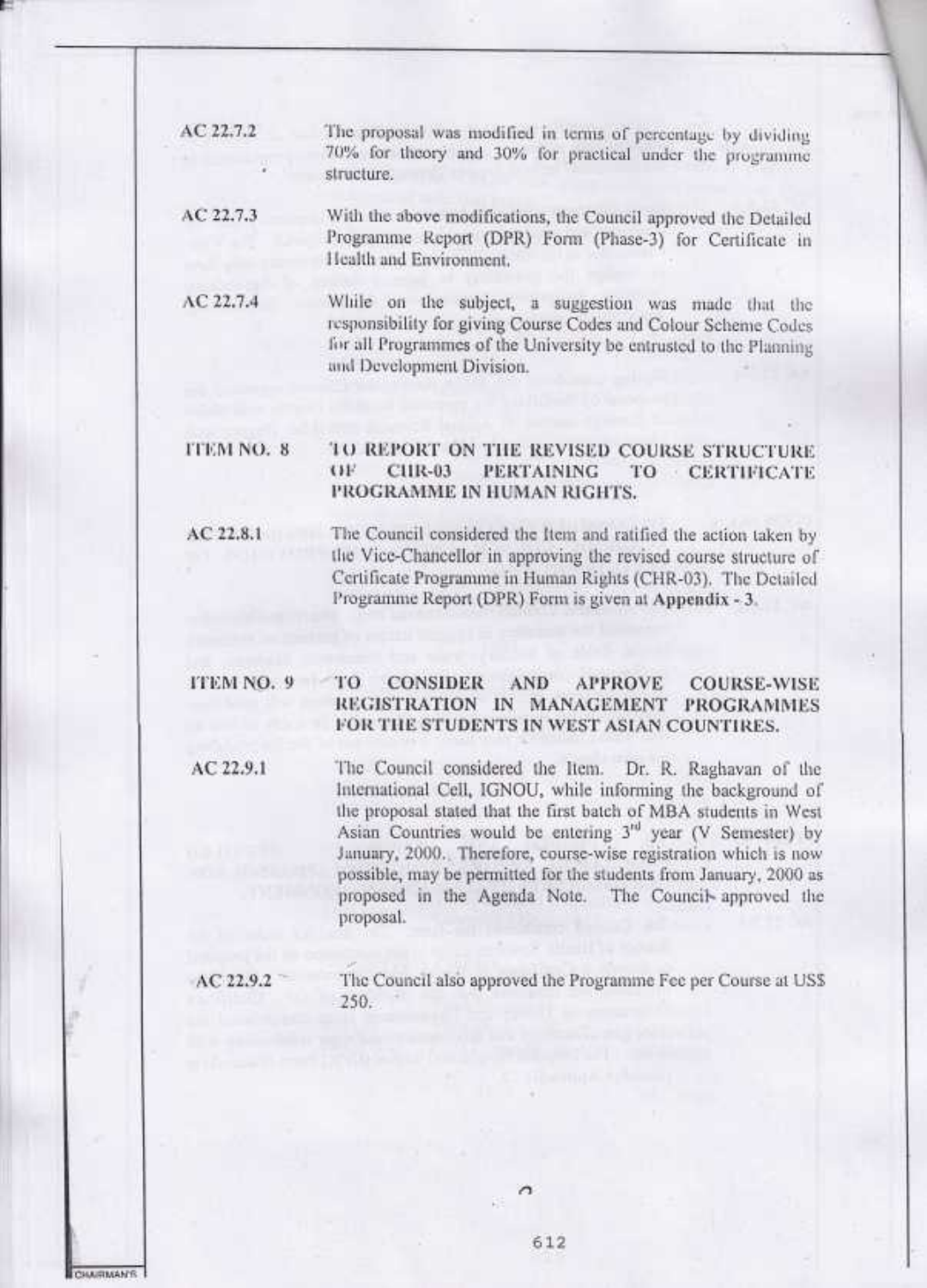AC 22.7.2 The proposal was modified in terms of percentage by dividing 70% for theory and 30% for practical under the programme structure.

AC 22.7.3 With the above modifications, the Council approved the Detailed Programme Report (DPR) Form (Phase-3) for Certificate in Health and Environment.

AC 22.7.4 While on the subject, a suggestion was made that the responsibility for giving Course Codes and Colour Scheme Codes for all Programmes of the University be entrusted to the Planning and Development Division.

**ITEM NO. 8 TO REPORT ON THE REVISED COURSE STRUCTURE OF CHR-03 PERTAINING TO CERTIFICATE PROGRAMME IN HUMAN RIGHTS.**

AC 22.8.1 The Council considered the Item and ratified the action taken by the Vice-Chancellor in approving the revised course structure of Certificate Programme in Human Rights (CHR-03). The Detailed Programme Report (DPR) Form is given at **Appendix - 3**.

**ITEM NO. 9 TO CONSIDER AND APPROVE COURSE-WISE REGISTRATION IN MANAGEMENT PROGRAMMES FOR THE STUDENTS IN WEST ASIAN COUNTIRES.**

AC 22.9.1 The Council considered the Item. Dr. R. Raghavan of the International Cell, IGNOU, while informing the background of the proposal stated that the first batch of MBA students in West Asian Countries would be entering 3rd year (V Semester) by January, 2000. Therefore, course-wise registration which is now possible, may be permitted for the students from January, 2000 as proposed in the Agenda Note. The Council approved the proposal.

AC 22.9.2 The Council also approved the Programme Fee per Course at US$ 250.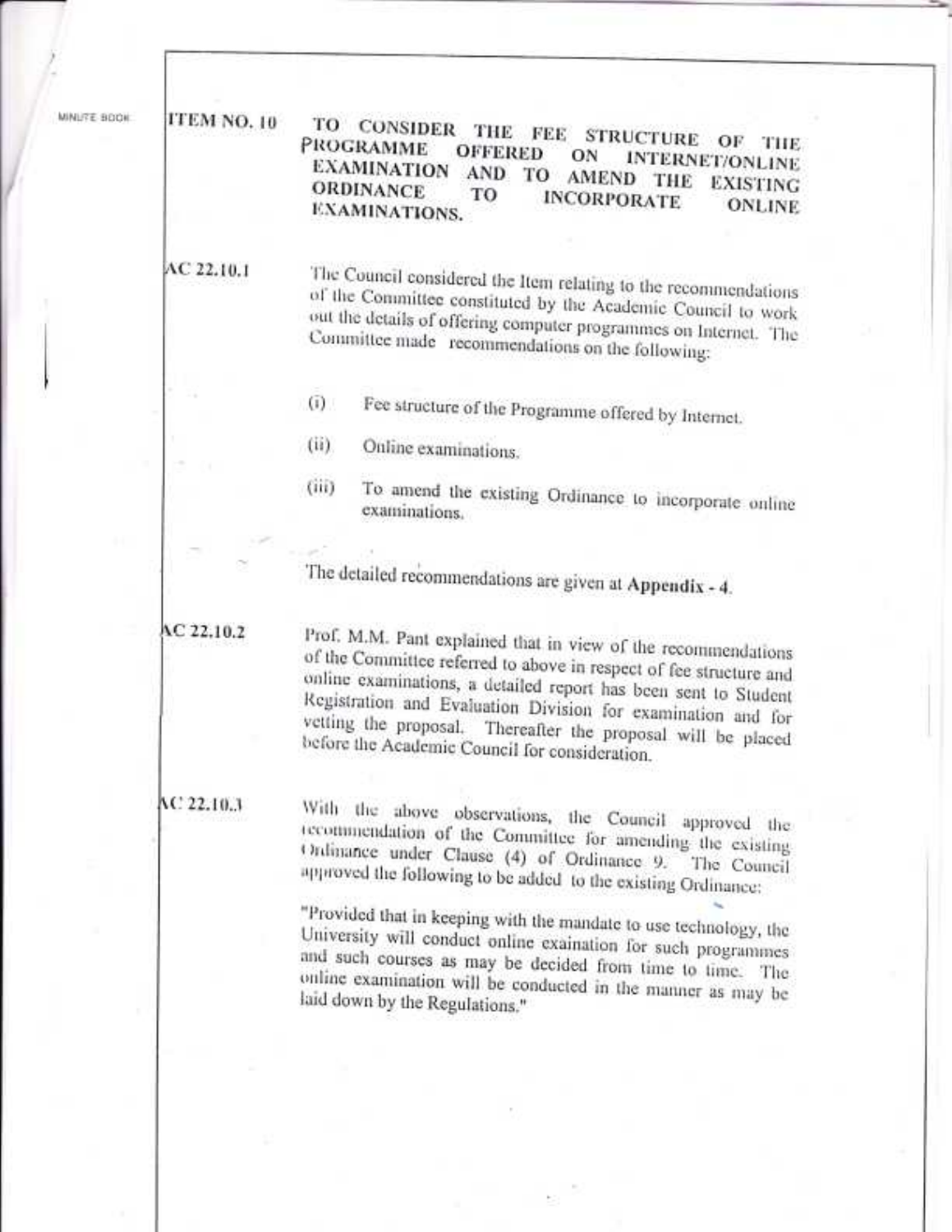**ITEM NO. 10** **TO CONSIDER THE FEE STRUCTURE OF THE PROGRAMME OFFERED ON INTERNET/ONLINE EXAMINATION AND TO AMEND THE EXISTING ORDINANCE TO INCORPORATE ONLINE EXAMINATIONS.**

**AC 22.10.1** The Council considered the Item relating to the recommendations of the Committee constituted by the Academic Council to work out the details of offering computer programmes on Internet. The Committee made recommendations on the following:

(i) Fee structure of the Programme offered by Internet.

(ii) Online examinations.

(iii) To amend the existing Ordinance to incorporate online examinations.

The detailed recommendations are given at **Appendix - 4**.

**AC 22.10.2** Prof. M.M. Pant explained that in view of the recommendations of the Committee referred to above in respect of fee structure and online examinations, a detailed report has been sent to Student Registration and Evaluation Division for examination and for vetting the proposal. Thereafter the proposal will be placed before the Academic Council for consideration.

**AC 22.10.3** With the above observations, the Council approved the recommendation of the Committee for amending the existing Ordinance under Clause (4) of Ordinance 9. The Council approved the following to be added to the existing Ordinance:

"Provided that in keeping with the mandate to use technology, the University will conduct online exaination for such programmes and such courses as may be decided from time to time. The online examination will be conducted in the manner as may be laid down by the Regulations."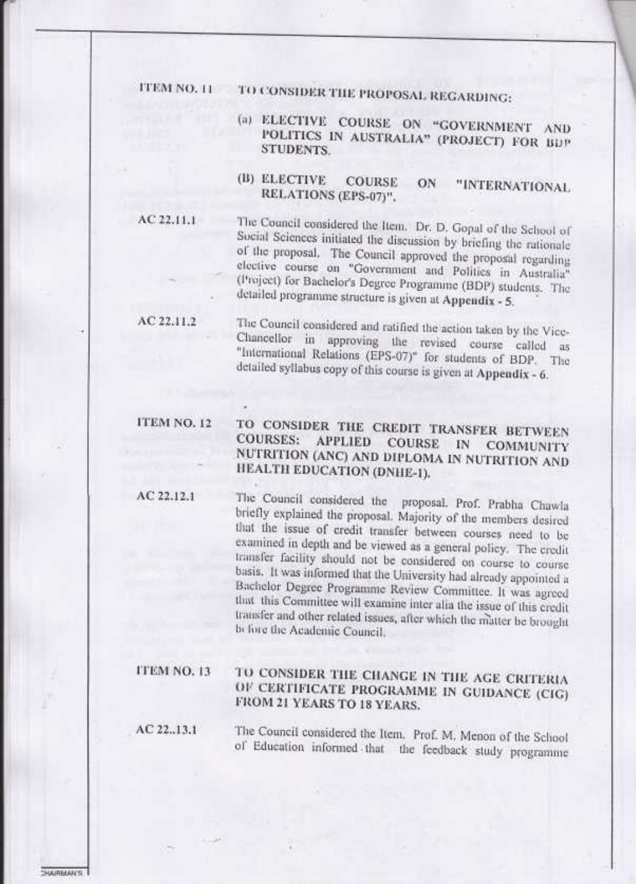**ITEM NO. 11 TO CONSIDER THE PROPOSAL REGARDING:**

**(a) ELECTIVE COURSE ON "GOVERNMENT AND POLITICS IN AUSTRALIA" (PROJECT) FOR BDP STUDENTS.**

**(B) ELECTIVE COURSE ON "INTERNATIONAL RELATIONS (EPS-07)".**

AC 22.11.1 The Council considered the Item. Dr. D. Gopal of the School of Social Sciences initiated the discussion by briefing the rationale of the proposal. The Council approved the proposal regarding elective course on "Government and Politics in Australia" (Project) for Bachelor's Degree Programme (BDP) students. The detailed programme structure is given at **Appendix - 5**.

AC 22.11.2 The Council considered and ratified the action taken by the Vice-Chancellor in approving the revised course called as "International Relations (EPS-07)" for students of BDP. The detailed syllabus copy of this course is given at **Appendix - 6**.

**ITEM NO. 12 TO CONSIDER THE CREDIT TRANSFER BETWEEN COURSES: APPLIED COURSE IN COMMUNITY NUTRITION (ANC) AND DIPLOMA IN NUTRITION AND HEALTH EDUCATION (DNHE-1).**

AC 22.12.1 The Council considered the proposal. Prof. Prabha Chawla briefly explained the proposal. Majority of the members desired that the issue of credit transfer between courses need to be examined in depth and be viewed as a general policy. The credit transfer facility should not be considered on course to course basis. It was informed that the University had already appointed a Bachelor Degree Programme Review Committee. It was agreed that this Committee will examine inter alia the issue of this credit transfer and other related issues, after which the matter be brought before the Academic Council.

**ITEM NO. 13 TO CONSIDER THE CHANGE IN THE AGE CRITERIA OF CERTIFICATE PROGRAMME IN GUIDANCE (CIG) FROM 21 YEARS TO 18 YEARS.**

AC 22..13.1 The Council considered the Item. Prof. M. Menon of the School of Education informed that the feedback study programme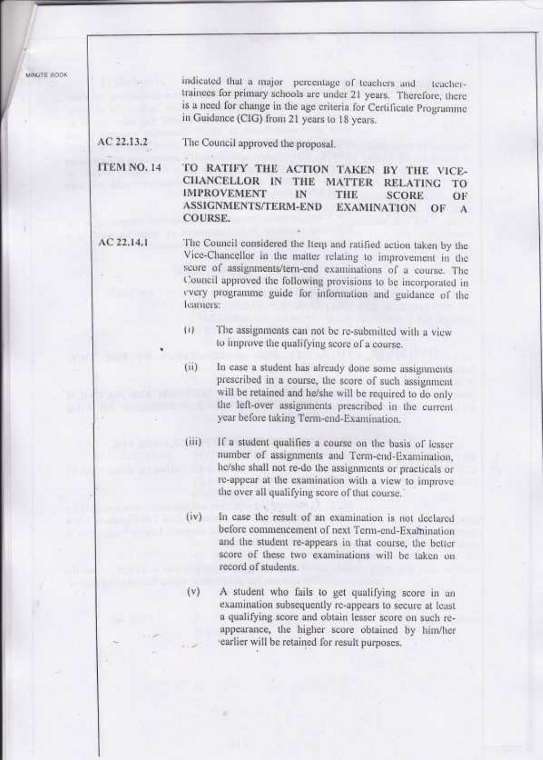indicated that a major percentage of teachers and teacher-trainees for primary schools are under 21 years. Therefore, there is a need for change in the age criteria for Certificate Programme in Guidance (CIG) from 21 years to 18 years.

**AC 22.13.2** The Council approved the proposal.

**ITEM NO. 14** **TO RATIFY THE ACTION TAKEN BY THE VICE-CHANCELLOR IN THE MATTER RELATING TO IMPROVEMENT IN THE SCORE OF ASSIGNMENTS/TERM-END EXAMINATION OF A COURSE.**

**AC 22.14.1** The Council considered the Item and ratified action taken by the Vice-Chancellor in the matter relating to improvement in the score of assignments/tern-end examinations of a course. The Council approved the following provisions to be incorporated in every programme guide for information and guidance of the learners:

(i) The assignments can not be re-submitted with a view to improve the qualifying score of a course.

(ii) In case a student has already done some assignments prescribed in a course, the score of such assignment will be retained and he/she will be required to do only the left-over assignments prescribed in the current year before taking Term-end-Examination.

(iii) If a student qualifies a course on the basis of lesser number of assignments and Term-end-Examination, he/she shall not re-do the assignments or practicals or re-appear at the examination with a view to improve the over all qualifying score of that course.

(iv) In case the result of an examination is not declared before commencement of next Term-end-Examination and the student re-appears in that course, the better score of these two examinations will be taken on record of students.

(v) A student who fails to get qualifying score in an examination subsequently re-appears to secure at least a qualifying score and obtain lesser score on such re-appearance, the higher score obtained by him/her earlier will be retained for result purposes.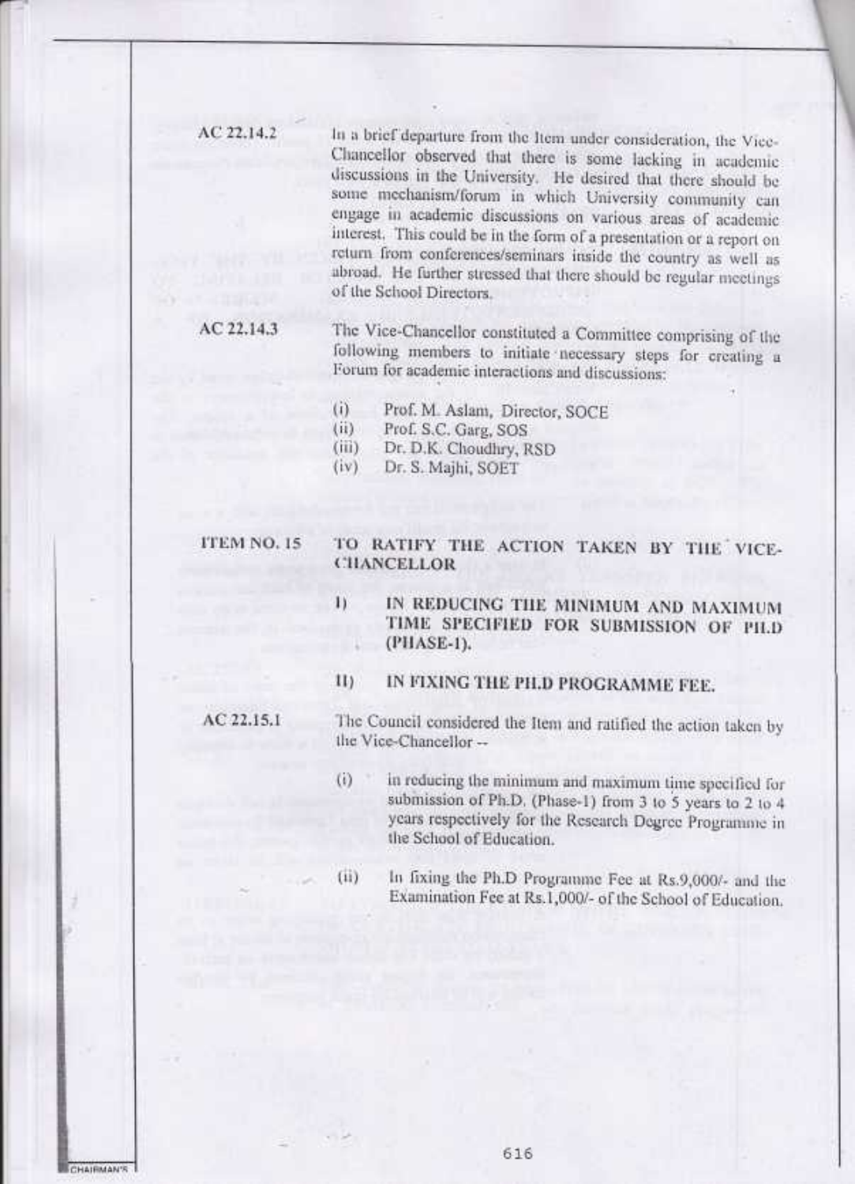AC 22.14.2

In a brief departure from the Item under consideration, the Vice-Chancellor observed that there is some lacking in academic discussions in the University. He desired that there should be some mechanism/forum in which University community can engage in academic discussions on various areas of academic interest. This could be in the form of a presentation or a report on return from conferences/seminars inside the country as well as abroad. He further stressed that there should be regular meetings of the School Directors.

AC 22.14.3

The Vice-Chancellor constituted a Committee comprising of the following members to initiate necessary steps for creating a Forum for academic interactions and discussions:

(i) Prof. M. Aslam, Director, SOCE
(ii) Prof. S.C. Garg, SOS
(iii) Dr. D.K. Choudhry, RSD
(iv) Dr. S. Majhi, SOET

**ITEM NO. 15 TO RATIFY THE ACTION TAKEN BY THE VICE-CHANCELLOR**

**I) IN REDUCING THE MINIMUM AND MAXIMUM TIME SPECIFIED FOR SUBMISSION OF PH.D (PHASE-I).**

**II) IN FIXING THE PH.D PROGRAMME FEE.**

AC 22.15.1

The Council considered the Item and ratified the action taken by the Vice-Chancellor --

(i) in reducing the minimum and maximum time specified for submission of Ph.D. (Phase-1) from 3 to 5 years to 2 to 4 years respectively for the Research Degree Programme in the School of Education.

(ii) In fixing the Ph.D Programme Fee at Rs.9,000/- and the Examination Fee at Rs.1,000/- of the School of Education.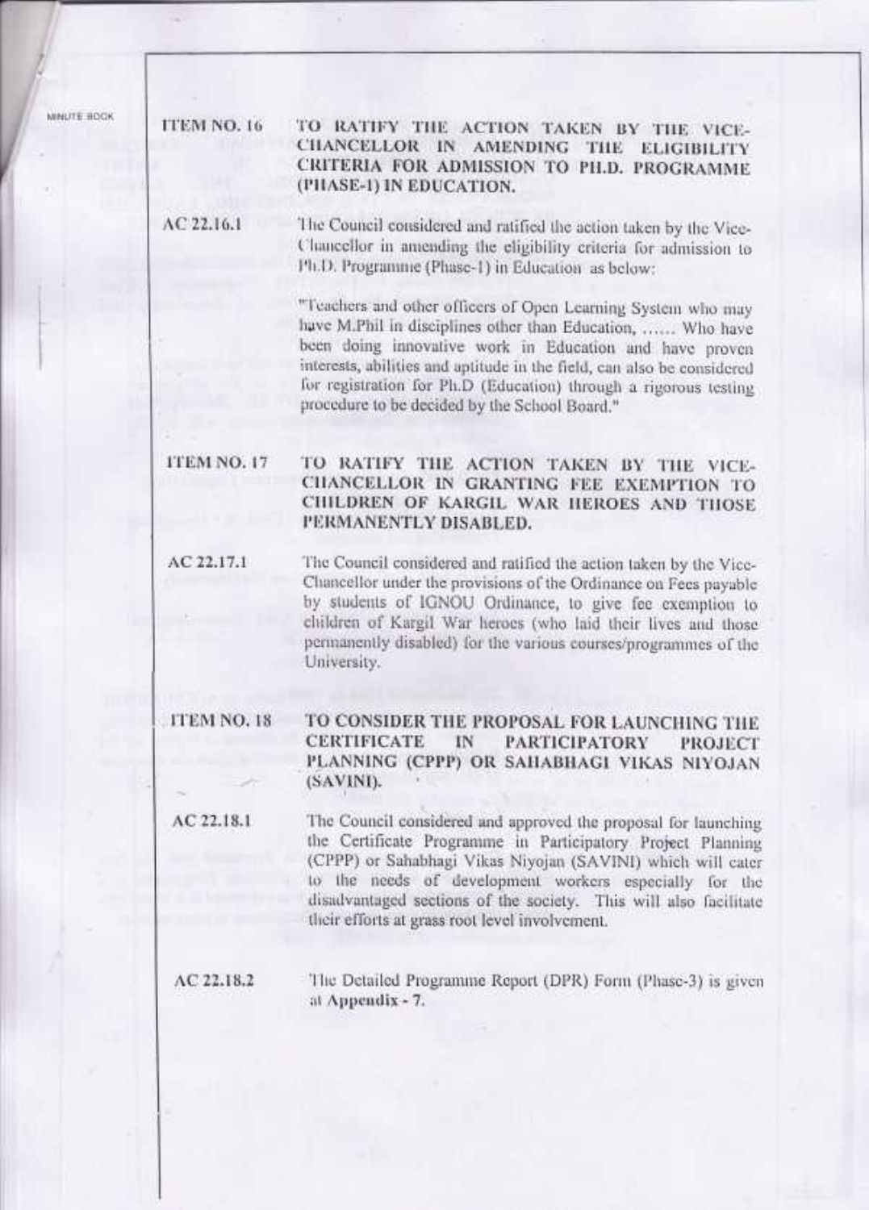**ITEM NO. 16 TO RATIFY THE ACTION TAKEN BY THE VICE-CHANCELLOR IN AMENDING THE ELIGIBILITY CRITERIA FOR ADMISSION TO PH.D. PROGRAMME (PHASE-I) IN EDUCATION.**

AC 22.16.1 The Council considered and ratified the action taken by the Vice-Chancellor in amending the eligibility criteria for admission to Ph.D. Programme (Phase-I) in Education as below:

"Teachers and other officers of Open Learning System who may have M.Phil in disciplines other than Education, ...... Who have been doing innovative work in Education and have proven interests, abilities and aptitude in the field, can also be considered for registration for Ph.D (Education) through a rigorous testing procedure to be decided by the School Board."

**ITEM NO. 17 TO RATIFY THE ACTION TAKEN BY THE VICE-CHANCELLOR IN GRANTING FEE EXEMPTION TO CHILDREN OF KARGIL WAR HEROES AND THOSE PERMANENTLY DISABLED.**

AC 22.17.1 The Council considered and ratified the action taken by the Vice-Chancellor under the provisions of the Ordinance on Fees payable by students of IGNOU Ordinance, to give fee exemption to children of Kargil War heroes (who laid their lives and those permanently disabled) for the various courses/programmes of the University.

**ITEM NO. 18 TO CONSIDER THE PROPOSAL FOR LAUNCHING THE CERTIFICATE IN PARTICIPATORY PROJECT PLANNING (CPPP) OR SAHABHAGI VIKAS NIYOJAN (SAVINI).**

AC 22.18.1 The Council considered and approved the proposal for launching the Certificate Programme in Participatory Project Planning (CPPP) or Sahabhagi Vikas Niyojan (SAVINI) which will cater to the needs of development workers especially for the disadvantaged sections of the society. This will also facilitate their efforts at grass root level involvement.

AC 22.18.2 The Detailed Programme Report (DPR) Form (Phase-3) is given at **Appendix - 7.**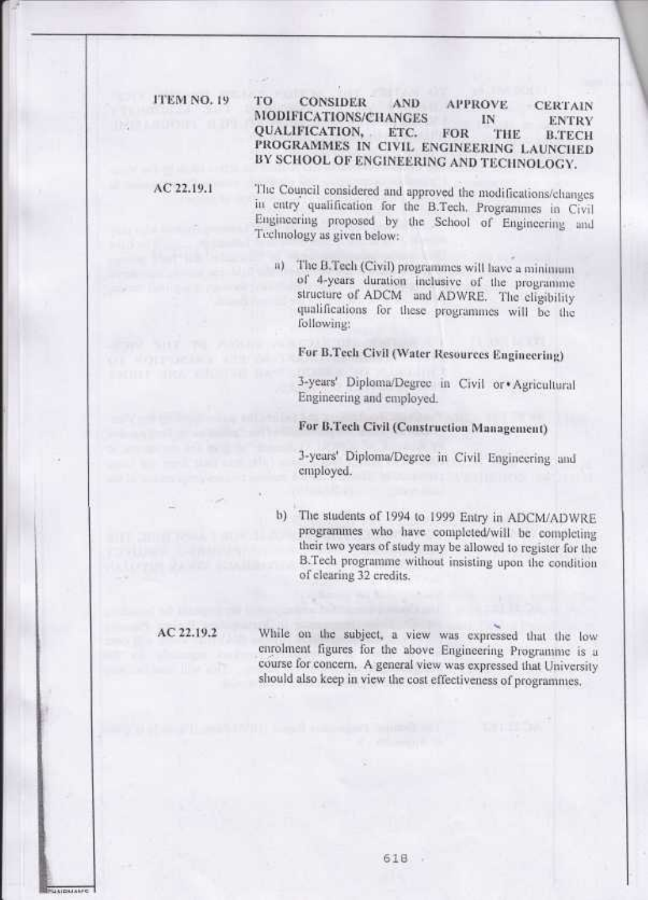**ITEM NO. 19** **TO CONSIDER AND APPROVE CERTAIN MODIFICATIONS/CHANGES IN ENTRY QUALIFICATION, ETC. FOR THE B.TECH PROGRAMMES IN CIVIL ENGINEERING LAUNCHED BY SCHOOL OF ENGINEERING AND TECHNOLOGY.**

AC 22.19.1 The Council considered and approved the modifications/changes in entry qualification for the B.Tech. Programmes in Civil Engineering proposed by the School of Engineering and Technology as given below:

a) The B.Tech (Civil) programmes will have a minimum of 4-years duration inclusive of the programme structure of ADCM and ADWRE. The eligibility qualifications for these programmes will be the following:

**For B.Tech Civil (Water Resources Engineering)**

3-years' Diploma/Degree in Civil or Agricultural Engineering and employed.

**For B.Tech Civil (Construction Management)**

3-years' Diploma/Degree in Civil Engineering and employed.

b) The students of 1994 to 1999 Entry in ADCM/ADWRE programmes who have completed/will be completing their two years of study may be allowed to register for the B.Tech programme without insisting upon the condition of clearing 32 credits.

AC 22.19.2 While on the subject, a view was expressed that the low enrolment figures for the above Engineering Programme is a course for concern. A general view was expressed that University should also keep in view the cost effectiveness of programmes.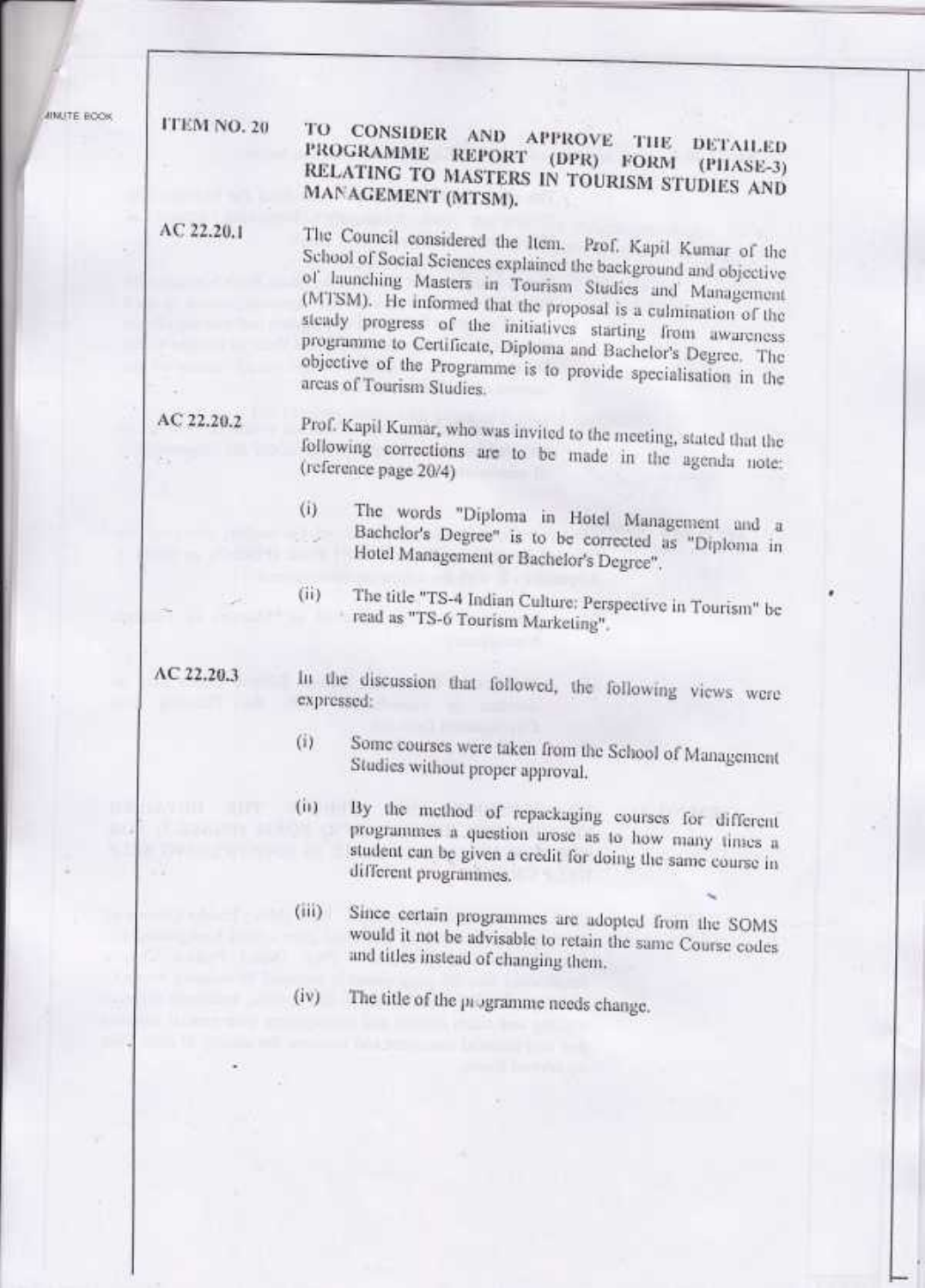**ITEM NO. 20** **TO CONSIDER AND APPROVE THE DETAILED PROGRAMME REPORT (DPR) FORM (PHASE-3) RELATING TO MASTERS IN TOURISM STUDIES AND MANAGEMENT (MTSM).**

**AC 22.20.1** The Council considered the Item. Prof. Kapil Kumar of the School of Social Sciences explained the background and objective of launching Masters in Tourism Studies and Management (MTSM). He informed that the proposal is a culmination of the steady progress of the initiatives starting from awareness programme to Certificate, Diploma and Bachelor's Degree. The objective of the Programme is to provide specialisation in the areas of Tourism Studies.

**AC 22.20.2** Prof. Kapil Kumar, who was invited to the meeting, stated that the following corrections are to be made in the agenda note: (reference page 20/4)

(i) The words "Diploma in Hotel Management and a Bachelor's Degree" is to be corrected as "Diploma in Hotel Management or Bachelor's Degree".

(ii) The title "TS-4 Indian Culture: Perspective in Tourism" be read as "TS-6 Tourism Marketing".

**AC 22.20.3** In the discussion that followed, the following views were expressed:

(i) Some courses were taken from the School of Management Studies without proper approval.

(ii) By the method of repackaging courses for different programmes a question arose as to how many times a student can be given a credit for doing the same course in different programmes.

(iii) Since certain programmes are adopted from the SOMS would it not be advisable to retain the same Course codes and titles instead of changing them.

(iv) The title of the programme needs change.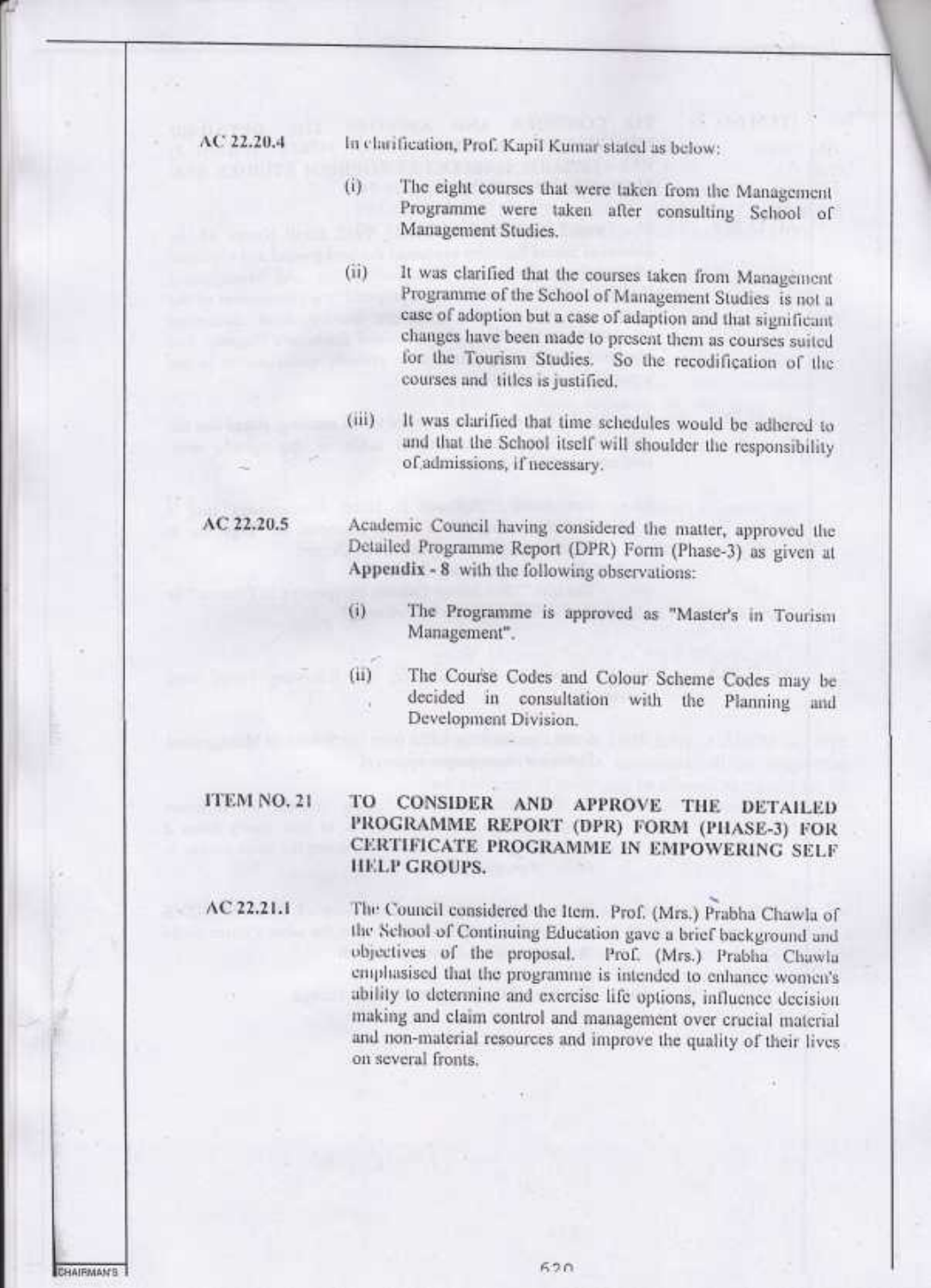**AC 22.20.4** In clarification, Prof. Kapil Kumar stated as below:

(i) The eight courses that were taken from the Management Programme were taken after consulting School of Management Studies.

(ii) It was clarified that the courses taken from Management Programme of the School of Management Studies is not a case of adoption but a case of adaption and that significant changes have been made to present them as courses suited for the Tourism Studies. So the recodification of the courses and titles is justified.

(iii) It was clarified that time schedules would be adhered to and that the School itself will shoulder the responsibility of admissions, if necessary.

**AC 22.20.5** Academic Council having considered the matter, approved the Detailed Programme Report (DPR) Form (Phase-3) as given at **Appendix - 8** with the following observations:

(i) The Programme is approved as "Master's in Tourism Management".

(ii) The Course Codes and Colour Scheme Codes may be decided in consultation with the Planning and Development Division.

**ITEM NO. 21** **TO CONSIDER AND APPROVE THE DETAILED PROGRAMME REPORT (DPR) FORM (PHASE-3) FOR CERTIFICATE PROGRAMME IN EMPOWERING SELF HELP GROUPS.**

**AC 22.21.1** The Council considered the Item. Prof. (Mrs.) Prabha Chawla of the School of Continuing Education gave a brief background and objectives of the proposal. Prof. (Mrs.) Prabha Chawla emphasised that the programme is intended to enhance women's ability to determine and exercise life options, influence decision making and claim control and management over crucial material and non-material resources and improve the quality of their lives on several fronts.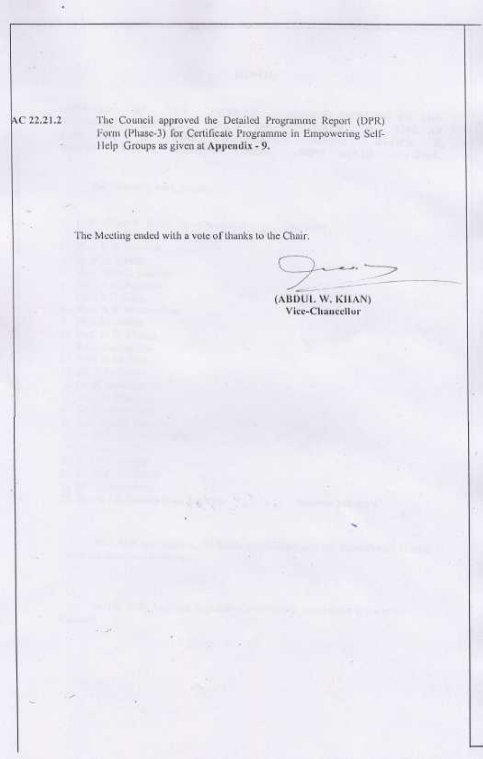AC 22.21.2 The Council approved the Detailed Programme Report (DPR) Form (Phase-3) for Certificate Programme in Empowering Self-Help Groups as given at **Appendix - 9.**

The Meeting ended with a vote of thanks to the Chair.

**(ABDUL W. KHAN)**
**Vice-Chancellor**